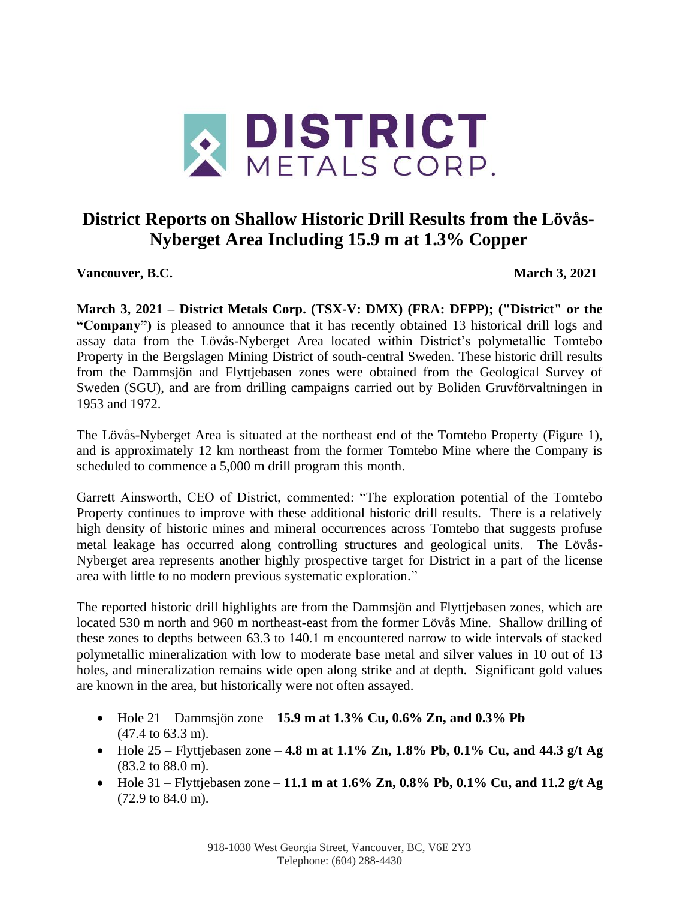# District Reports on Shallow Historic Drill Results from the Lövås-Nyberget Area Including 15.9 m at 1.3% Copper

**Vancouver, B.C.** **March 3, 2021**

**March 3, 2021 – District Metals Corp. (TSX-V: DMX) (FRA: DFPP); ("District" or the "Company")** is pleased to announce that it has recently obtained 13 historical drill logs and assay data from the Lövås-Nyberget Area located within District's polymetallic Tomtebo Property in the Bergslagen Mining District of south-central Sweden. These historic drill results from the Dammsjön and Flyttjebasen zones were obtained from the Geological Survey of Sweden (SGU), and are from drilling campaigns carried out by Boliden Gruvförvaltningen in 1953 and 1972.

The Lövås-Nyberget Area is situated at the northeast end of the Tomtebo Property (Figure 1), and is approximately 12 km northeast from the former Tomtebo Mine where the Company is scheduled to commence a 5,000 m drill program this month.

Garrett Ainsworth, CEO of District, commented: "The exploration potential of the Tomtebo Property continues to improve with these additional historic drill results. There is a relatively high density of historic mines and mineral occurrences across Tomtebo that suggests profuse metal leakage has occurred along controlling structures and geological units. The Lövås-Nyberget area represents another highly prospective target for District in a part of the license area with little to no modern previous systematic exploration."

The reported historic drill highlights are from the Dammsjön and Flyttjebasen zones, which are located 530 m north and 960 m northeast-east from the former Lövås Mine. Shallow drilling of these zones to depths between 63.3 to 140.1 m encountered narrow to wide intervals of stacked polymetallic mineralization with low to moderate base metal and silver values in 10 out of 13 holes, and mineralization remains wide open along strike and at depth. Significant gold values are known in the area, but historically were not often assayed.

- Hole 21 – Dammsjön zone – **15.9 m at 1.3% Cu, 0.6% Zn, and 0.3% Pb** (47.4 to 63.3 m).
- Hole 25 – Flyttjebasen zone – **4.8 m at 1.1% Zn, 1.8% Pb, 0.1% Cu, and 44.3 g/t Ag** (83.2 to 88.0 m).
- Hole 31 – Flyttjebasen zone – **11.1 m at 1.6% Zn, 0.8% Pb, 0.1% Cu, and 11.2 g/t Ag** (72.9 to 84.0 m).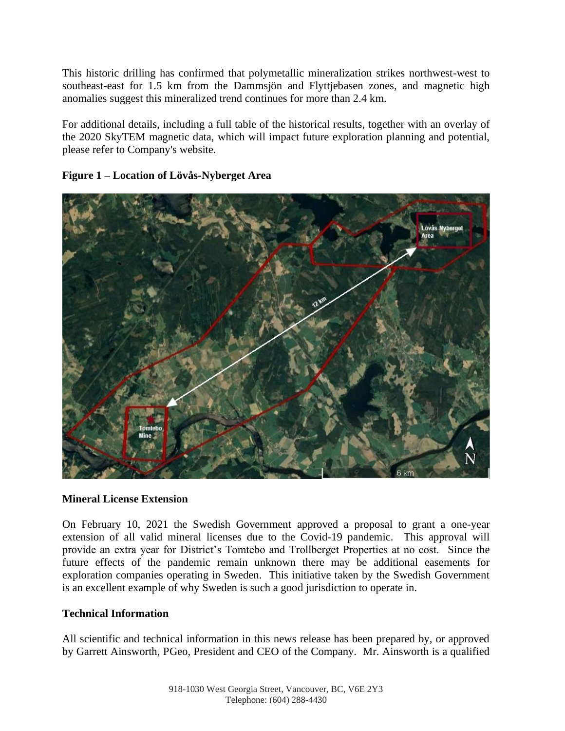This historic drilling has confirmed that polymetallic mineralization strikes northwest-west to southeast-east for 1.5 km from the Dammsjön and Flyttjebasen zones, and magnetic high anomalies suggest this mineralized trend continues for more than 2.4 km.

For additional details, including a full table of the historical results, together with an overlay of the 2020 SkyTEM magnetic data, which will impact future exploration planning and potential, please refer to Company's website.

**Figure 1 – Location of Lövås-Nyberget Area**

## Mineral License Extension

On February 10, 2021 the Swedish Government approved a proposal to grant a one-year extension of all valid mineral licenses due to the Covid-19 pandemic. This approval will provide an extra year for District's Tomtebo and Trollberget Properties at no cost. Since the future effects of the pandemic remain unknown there may be additional easements for exploration companies operating in Sweden. This initiative taken by the Swedish Government is an excellent example of why Sweden is such a good jurisdiction to operate in.

## Technical Information

All scientific and technical information in this news release has been prepared by, or approved by Garrett Ainsworth, PGeo, President and CEO of the Company. Mr. Ainsworth is a qualified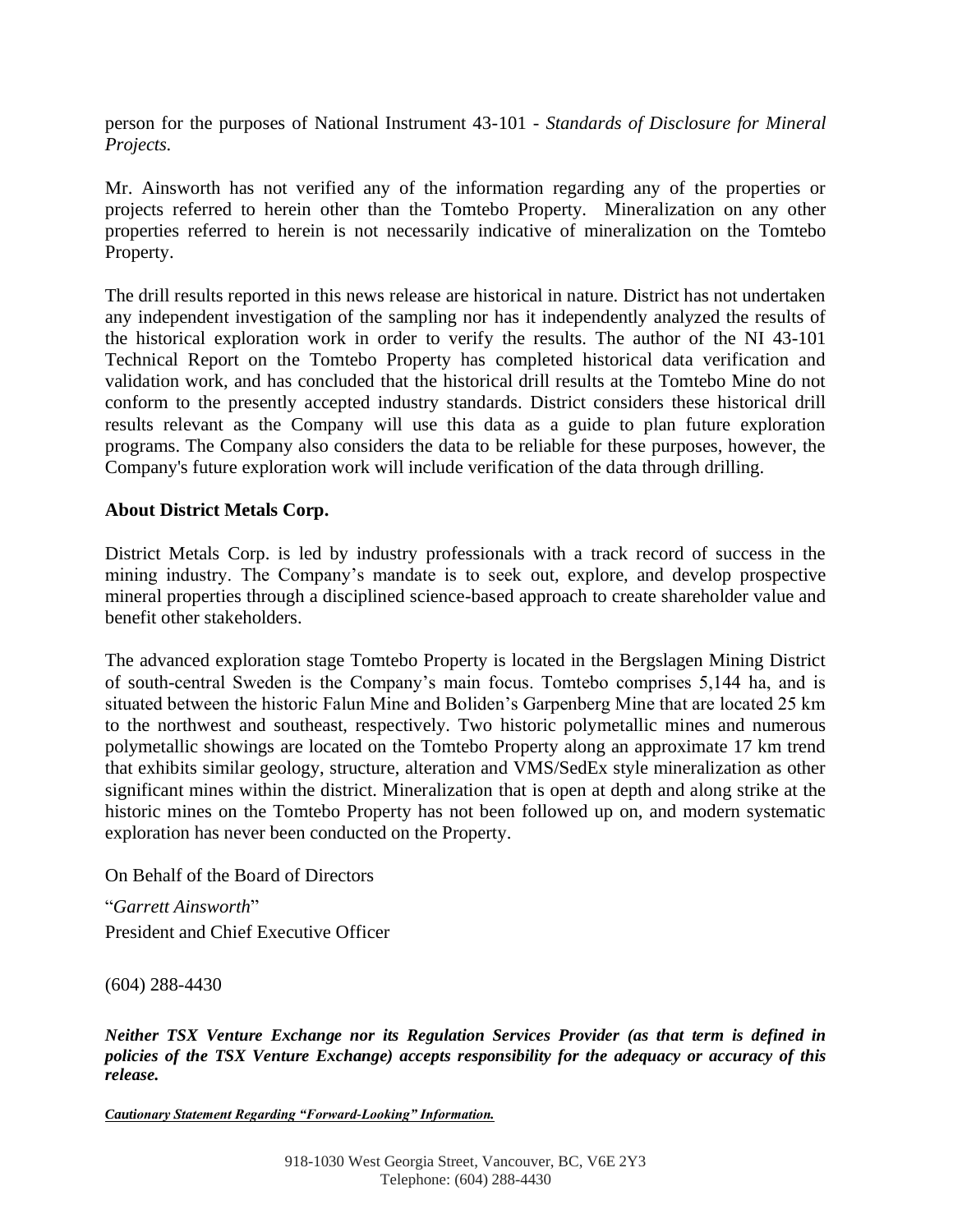person for the purposes of National Instrument 43-101 - *Standards of Disclosure for Mineral Projects.*

Mr. Ainsworth has not verified any of the information regarding any of the properties or projects referred to herein other than the Tomtebo Property. Mineralization on any other properties referred to herein is not necessarily indicative of mineralization on the Tomtebo Property.

The drill results reported in this news release are historical in nature. District has not undertaken any independent investigation of the sampling nor has it independently analyzed the results of the historical exploration work in order to verify the results. The author of the NI 43-101 Technical Report on the Tomtebo Property has completed historical data verification and validation work, and has concluded that the historical drill results at the Tomtebo Mine do not conform to the presently accepted industry standards. District considers these historical drill results relevant as the Company will use this data as a guide to plan future exploration programs. The Company also considers the data to be reliable for these purposes, however, the Company's future exploration work will include verification of the data through drilling.

**About District Metals Corp.**

District Metals Corp. is led by industry professionals with a track record of success in the mining industry. The Company's mandate is to seek out, explore, and develop prospective mineral properties through a disciplined science-based approach to create shareholder value and benefit other stakeholders.

The advanced exploration stage Tomtebo Property is located in the Bergslagen Mining District of south-central Sweden is the Company's main focus. Tomtebo comprises 5,144 ha, and is situated between the historic Falun Mine and Boliden's Garpenberg Mine that are located 25 km to the northwest and southeast, respectively. Two historic polymetallic mines and numerous polymetallic showings are located on the Tomtebo Property along an approximate 17 km trend that exhibits similar geology, structure, alteration and VMS/SedEx style mineralization as other significant mines within the district. Mineralization that is open at depth and along strike at the historic mines on the Tomtebo Property has not been followed up on, and modern systematic exploration has never been conducted on the Property.

On Behalf of the Board of Directors

"*Garrett Ainsworth*"
President and Chief Executive Officer

(604) 288-4430

***Neither TSX Venture Exchange nor its Regulation Services Provider (as that term is defined in policies of the TSX Venture Exchange) accepts responsibility for the adequacy or accuracy of this release.***

***Cautionary Statement Regarding "Forward-Looking" Information.***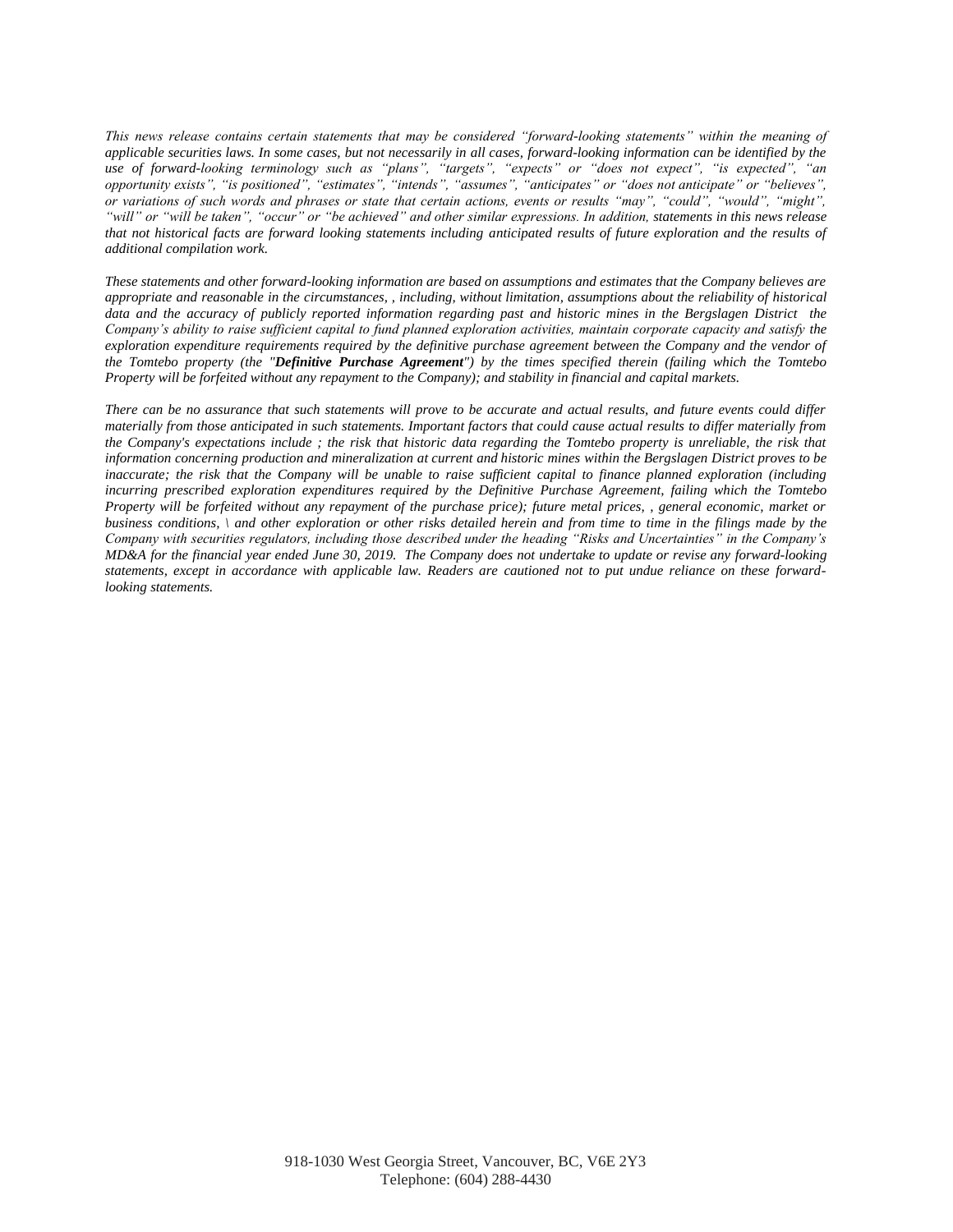*This news release contains certain statements that may be considered "forward-looking statements" within the meaning of applicable securities laws. In some cases, but not necessarily in all cases, forward-looking information can be identified by the use of forward-looking terminology such as "plans", "targets", "expects" or "does not expect", "is expected", "an opportunity exists", "is positioned", "estimates", "intends", "assumes", "anticipates" or "does not anticipate" or "believes", or variations of such words and phrases or state that certain actions, events or results "may", "could", "would", "might", "will" or "will be taken", "occur" or "be achieved" and other similar expressions. In addition, statements in this news release that not historical facts are forward looking statements including anticipated results of future exploration and the results of additional compilation work.*

*These statements and other forward-looking information are based on assumptions and estimates that the Company believes are appropriate and reasonable in the circumstances, , including, without limitation, assumptions about the reliability of historical data and the accuracy of publicly reported information regarding past and historic mines in the Bergslagen District the Company's ability to raise sufficient capital to fund planned exploration activities, maintain corporate capacity and satisfy the exploration expenditure requirements required by the definitive purchase agreement between the Company and the vendor of the Tomtebo property (the "**Definitive Purchase Agreement**") by the times specified therein (failing which the Tomtebo Property will be forfeited without any repayment to the Company); and stability in financial and capital markets.*

*There can be no assurance that such statements will prove to be accurate and actual results, and future events could differ materially from those anticipated in such statements. Important factors that could cause actual results to differ materially from the Company's expectations include ; the risk that historic data regarding the Tomtebo property is unreliable, the risk that information concerning production and mineralization at current and historic mines within the Bergslagen District proves to be inaccurate; the risk that the Company will be unable to raise sufficient capital to finance planned exploration (including incurring prescribed exploration expenditures required by the Definitive Purchase Agreement, failing which the Tomtebo Property will be forfeited without any repayment of the purchase price); future metal prices, , general economic, market or business conditions, \ and other exploration or other risks detailed herein and from time to time in the filings made by the Company with securities regulators, including those described under the heading "Risks and Uncertainties" in the Company's MD&A for the financial year ended June 30, 2019. The Company does not undertake to update or revise any forward-looking statements, except in accordance with applicable law. Readers are cautioned not to put undue reliance on these forward-looking statements.*

918-1030 West Georgia Street, Vancouver, BC, V6E 2Y3
Telephone: (604) 288-4430